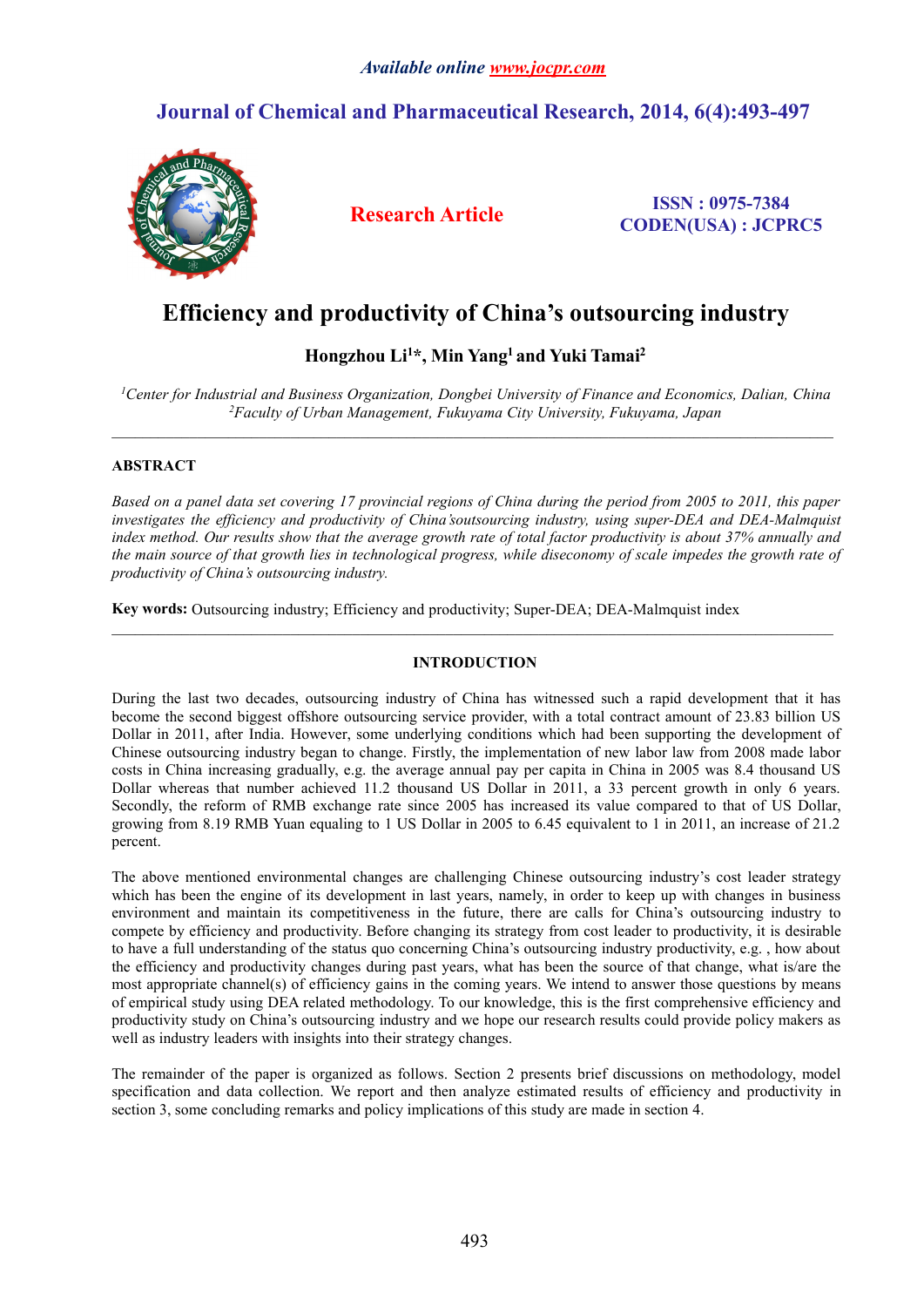Available online www.jocpr.com

# Journal of Chemical and Pharmaceutical Research, 2014, 6(4):493-497

**Research Article**

**ISSN : 0975-7384**
**CODEN(USA) : JCPRC5**

# Efficiency and productivity of China's outsourcing industry

**Hongzhou Li[1]*, Min Yang[1] and Yuki Tamai[2]**

*[1]Center for Industrial and Business Organization, Dongbei University of Finance and Economics, Dalian, China*
*[2]Faculty of Urban Management, Fukuyama City University, Fukuyama, Japan*

---

## ABSTRACT

*Based on a panel data set covering 17 provincial regions of China during the period from 2005 to 2011, this paper investigates the efficiency and productivity of China'soutsourcing industry, using super-DEA and DEA-Malmquist index method. Our results show that the average growth rate of total factor productivity is about 37% annually and the main source of that growth lies in technological progress, while diseconomy of scale impedes the growth rate of productivity of China's outsourcing industry.*

**Key words:** Outsourcing industry; Efficiency and productivity; Super-DEA; DEA-Malmquist index

---

## INTRODUCTION

During the last two decades, outsourcing industry of China has witnessed such a rapid development that it has become the second biggest offshore outsourcing service provider, with a total contract amount of 23.83 billion US Dollar in 2011, after India. However, some underlying conditions which had been supporting the development of Chinese outsourcing industry began to change. Firstly, the implementation of new labor law from 2008 made labor costs in China increasing gradually, e.g. the average annual pay per capita in China in 2005 was 8.4 thousand US Dollar whereas that number achieved 11.2 thousand US Dollar in 2011, a 33 percent growth in only 6 years. Secondly, the reform of RMB exchange rate since 2005 has increased its value compared to that of US Dollar, growing from 8.19 RMB Yuan equaling to 1 US Dollar in 2005 to 6.45 equivalent to 1 in 2011, an increase of 21.2 percent.

The above mentioned environmental changes are challenging Chinese outsourcing industry's cost leader strategy which has been the engine of its development in last years, namely, in order to keep up with changes in business environment and maintain its competitiveness in the future, there are calls for China's outsourcing industry to compete by efficiency and productivity. Before changing its strategy from cost leader to productivity, it is desirable to have a full understanding of the status quo concerning China's outsourcing industry productivity, e.g. , how about the efficiency and productivity changes during past years, what has been the source of that change, what is/are the most appropriate channel(s) of efficiency gains in the coming years. We intend to answer those questions by means of empirical study using DEA related methodology. To our knowledge, this is the first comprehensive efficiency and productivity study on China's outsourcing industry and we hope our research results could provide policy makers as well as industry leaders with insights into their strategy changes.

The remainder of the paper is organized as follows. Section 2 presents brief discussions on methodology, model specification and data collection. We report and then analyze estimated results of efficiency and productivity in section 3, some concluding remarks and policy implications of this study are made in section 4.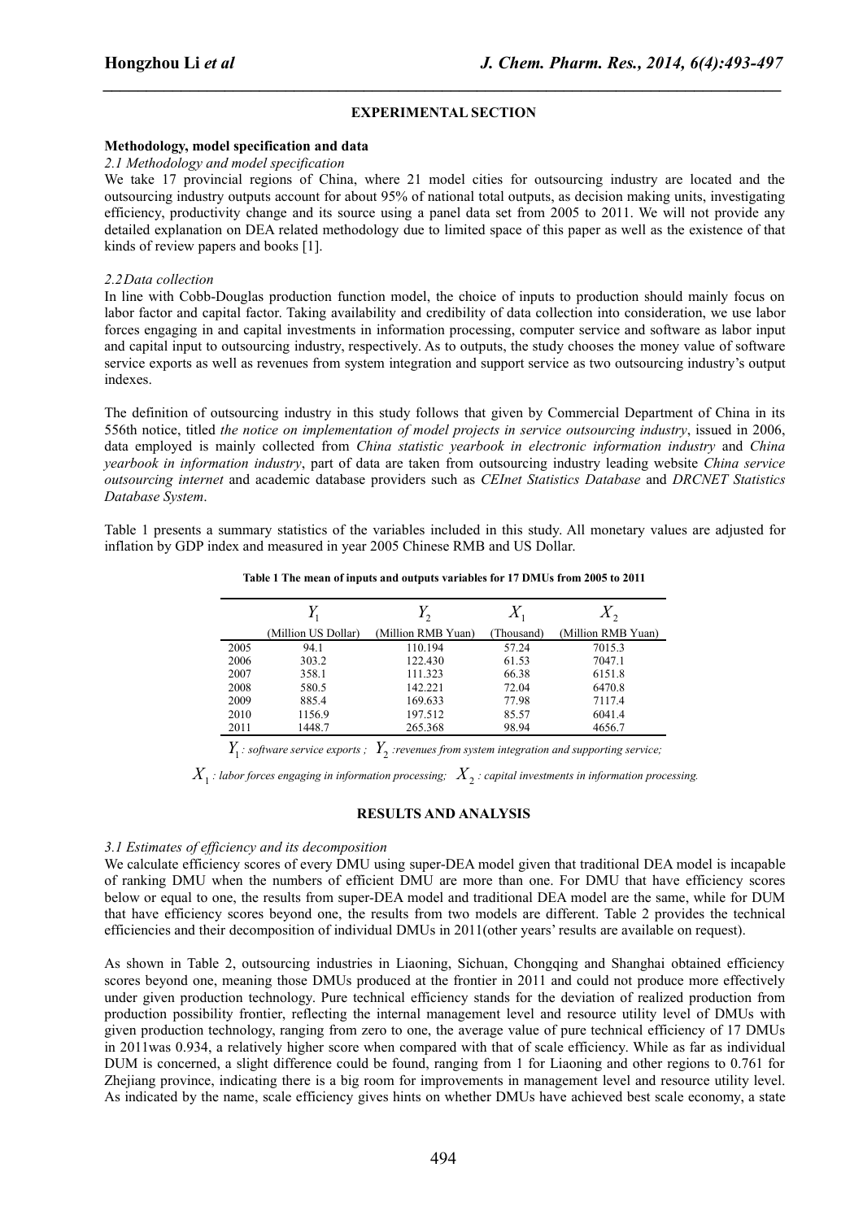## EXPERIMENTAL SECTION

### Methodology, model specification and data

*2.1 Methodology and model specification*

We take 17 provincial regions of China, where 21 model cities for outsourcing industry are located and the outsourcing industry outputs account for about 95% of national total outputs, as decision making units, investigating efficiency, productivity change and its source using a panel data set from 2005 to 2011. We will not provide any detailed explanation on DEA related methodology due to limited space of this paper as well as the existence of that kinds of review papers and books [1].

*2.2 Data collection*

In line with Cobb-Douglas production function model, the choice of inputs to production should mainly focus on labor factor and capital factor. Taking availability and credibility of data collection into consideration, we use labor forces engaging in and capital investments in information processing, computer service and software as labor input and capital input to outsourcing industry, respectively. As to outputs, the study chooses the money value of software service exports as well as revenues from system integration and support service as two outsourcing industry's output indexes.

The definition of outsourcing industry in this study follows that given by Commercial Department of China in its 556th notice, titled *the notice on implementation of model projects in service outsourcing industry*, issued in 2006, data employed is mainly collected from *China statistic yearbook in electronic information industry* and *China yearbook in information industry*, part of data are taken from outsourcing industry leading website *China service outsourcing internet* and academic database providers such as *CEInet Statistics Database* and *DRCNET Statistics Database System*.

Table 1 presents a summary statistics of the variables included in this study. All monetary values are adjusted for inflation by GDP index and measured in year 2005 Chinese RMB and US Dollar.

**Table 1 The mean of inputs and outputs variables for 17 DMUs from 2005 to 2011**

| | $Y_1$ | $Y_2$ | $X_1$ | $X_2$ |
|---|---|---|---|---|
| | (Million US Dollar) | (Million RMB Yuan) | (Thousand) | (Million RMB Yuan) |
| 2005 | 94.1 | 110.194 | 57.24 | 7015.3 |
| 2006 | 303.2 | 122.430 | 61.53 | 7047.1 |
| 2007 | 358.1 | 111.323 | 66.38 | 6151.8 |
| 2008 | 580.5 | 142.221 | 72.04 | 6470.8 |
| 2009 | 885.4 | 169.633 | 77.98 | 7117.4 |
| 2010 | 1156.9 | 197.512 | 85.57 | 6041.4 |
| 2011 | 1448.7 | 265.368 | 98.94 | 4656.7 |

*$Y_1$: software service exports ; $Y_2$ :revenues from system integration and supporting service;*

*$X_1$ : labor forces engaging in information processing; $X_2$ : capital investments in information processing.*

## RESULTS AND ANALYSIS

*3.1 Estimates of efficiency and its decomposition*

We calculate efficiency scores of every DMU using super-DEA model given that traditional DEA model is incapable of ranking DMU when the numbers of efficient DMU are more than one. For DMU that have efficiency scores below or equal to one, the results from super-DEA model and traditional DEA model are the same, while for DUM that have efficiency scores beyond one, the results from two models are different. Table 2 provides the technical efficiencies and their decomposition of individual DMUs in 2011(other years' results are available on request).

As shown in Table 2, outsourcing industries in Liaoning, Sichuan, Chongqing and Shanghai obtained efficiency scores beyond one, meaning those DMUs produced at the frontier in 2011 and could not produce more effectively under given production technology. Pure technical efficiency stands for the deviation of realized production from production possibility frontier, reflecting the internal management level and resource utility level of DMUs with given production technology, ranging from zero to one, the average value of pure technical efficiency of 17 DMUs in 2011was 0.934, a relatively higher score when compared with that of scale efficiency. While as far as individual DUM is concerned, a slight difference could be found, ranging from 1 for Liaoning and other regions to 0.761 for Zhejiang province, indicating there is a big room for improvements in management level and resource utility level. As indicated by the name, scale efficiency gives hints on whether DMUs have achieved best scale economy, a state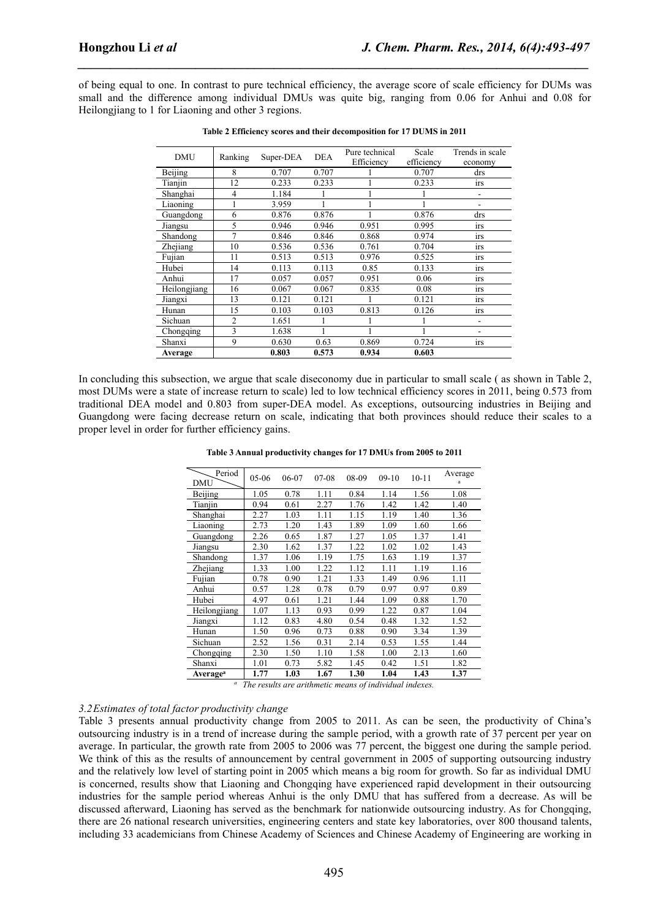of being equal to one. In contrast to pure technical efficiency, the average score of scale efficiency for DUMs was small and the difference among individual DMUs was quite big, ranging from 0.06 for Anhui and 0.08 for Heilongjiang to 1 for Liaoning and other 3 regions.

**Table 2 Efficiency scores and their decomposition for 17 DUMS in 2011**

| DMU | Ranking | Super-DEA | DEA | Pure technical Efficiency | Scale efficiency | Trends in scale economy |
|---|---|---|---|---|---|---|
| Beijing | 8 | 0.707 | 0.707 | 1 | 0.707 | drs |
| Tianjin | 12 | 0.233 | 0.233 | 1 | 0.233 | irs |
| Shanghai | 4 | 1.184 | 1 | 1 | 1 | - |
| Liaoning | 1 | 3.959 | 1 | 1 | 1 | - |
| Guangdong | 6 | 0.876 | 0.876 | 1 | 0.876 | drs |
| Jiangsu | 5 | 0.946 | 0.946 | 0.951 | 0.995 | irs |
| Shandong | 7 | 0.846 | 0.846 | 0.868 | 0.974 | irs |
| Zhejiang | 10 | 0.536 | 0.536 | 0.761 | 0.704 | irs |
| Fujian | 11 | 0.513 | 0.513 | 0.976 | 0.525 | irs |
| Hubei | 14 | 0.113 | 0.113 | 0.85 | 0.133 | irs |
| Anhui | 17 | 0.057 | 0.057 | 0.951 | 0.06 | irs |
| Heilongjiang | 16 | 0.067 | 0.067 | 0.835 | 0.08 | irs |
| Jiangxi | 13 | 0.121 | 0.121 | 1 | 0.121 | irs |
| Hunan | 15 | 0.103 | 0.103 | 0.813 | 0.126 | irs |
| Sichuan | 2 | 1.651 | 1 | 1 | 1 | - |
| Chongqing | 3 | 1.638 | 1 | 1 | 1 | - |
| Shanxi | 9 | 0.630 | 0.63 | 0.869 | 0.724 | irs |
| **Average** | | **0.803** | **0.573** | **0.934** | **0.603** | |

In concluding this subsection, we argue that scale diseconomy due in particular to small scale ( as shown in Table 2, most DUMs were a state of increase return to scale) led to low technical efficiency scores in 2011, being 0.573 from traditional DEA model and 0.803 from super-DEA model. As exceptions, outsourcing industries in Beijing and Guangdong were facing decrease return on scale, indicating that both provinces should reduce their scales to a proper level in order for further efficiency gains.

**Table 3 Annual productivity changes for 17 DMUs from 2005 to 2011**

| Period / DMU | 05-06 | 06-07 | 07-08 | 08-09 | 09-10 | 10-11 | Average [a] |
|---|---|---|---|---|---|---|---|
| Beijing | 1.05 | 0.78 | 1.11 | 0.84 | 1.14 | 1.56 | 1.08 |
| Tianjin | 0.94 | 0.61 | 2.27 | 1.76 | 1.42 | 1.42 | 1.40 |
| Shanghai | 2.27 | 1.03 | 1.11 | 1.15 | 1.19 | 1.40 | 1.36 |
| Liaoning | 2.73 | 1.20 | 1.43 | 1.89 | 1.09 | 1.60 | 1.66 |
| Guangdong | 2.26 | 0.65 | 1.87 | 1.27 | 1.05 | 1.37 | 1.41 |
| Jiangsu | 2.30 | 1.62 | 1.37 | 1.22 | 1.02 | 1.02 | 1.43 |
| Shandong | 1.37 | 1.06 | 1.19 | 1.75 | 1.63 | 1.19 | 1.37 |
| Zhejiang | 1.33 | 1.00 | 1.22 | 1.12 | 1.11 | 1.19 | 1.16 |
| Fujian | 0.78 | 0.90 | 1.21 | 1.33 | 1.49 | 0.96 | 1.11 |
| Anhui | 0.57 | 1.28 | 0.78 | 0.79 | 0.97 | 0.97 | 0.89 |
| Hubei | 4.97 | 0.61 | 1.21 | 1.44 | 1.09 | 0.88 | 1.70 |
| Heilongjiang | 1.07 | 1.13 | 0.93 | 0.99 | 1.22 | 0.87 | 1.04 |
| Jiangxi | 1.12 | 0.83 | 4.80 | 0.54 | 0.48 | 1.32 | 1.52 |
| Hunan | 1.50 | 0.96 | 0.73 | 0.88 | 0.90 | 3.34 | 1.39 |
| Sichuan | 2.52 | 1.56 | 0.31 | 2.14 | 0.53 | 1.55 | 1.44 |
| Chongqing | 2.30 | 1.50 | 1.10 | 1.58 | 1.00 | 2.13 | 1.60 |
| Shanxi | 1.01 | 0.73 | 5.82 | 1.45 | 0.42 | 1.51 | 1.82 |
| **Average[a]** | **1.77** | **1.03** | **1.67** | **1.30** | **1.04** | **1.43** | **1.37** |

[a] *The results are arithmetic means of individual indexes.*

### *3.2 Estimates of total factor productivity change*

Table 3 presents annual productivity change from 2005 to 2011. As can be seen, the productivity of China's outsourcing industry is in a trend of increase during the sample period, with a growth rate of 37 percent per year on average. In particular, the growth rate from 2005 to 2006 was 77 percent, the biggest one during the sample period. We think of this as the results of announcement by central government in 2005 of supporting outsourcing industry and the relatively low level of starting point in 2005 which means a big room for growth. So far as individual DMU is concerned, results show that Liaoning and Chongqing have experienced rapid development in their outsourcing industries for the sample period whereas Anhui is the only DMU that has suffered from a decrease. As will be discussed afterward, Liaoning has served as the benchmark for nationwide outsourcing industry. As for Chongqing, there are 26 national research universities, engineering centers and state key laboratories, over 800 thousand talents, including 33 academicians from Chinese Academy of Sciences and Chinese Academy of Engineering are working in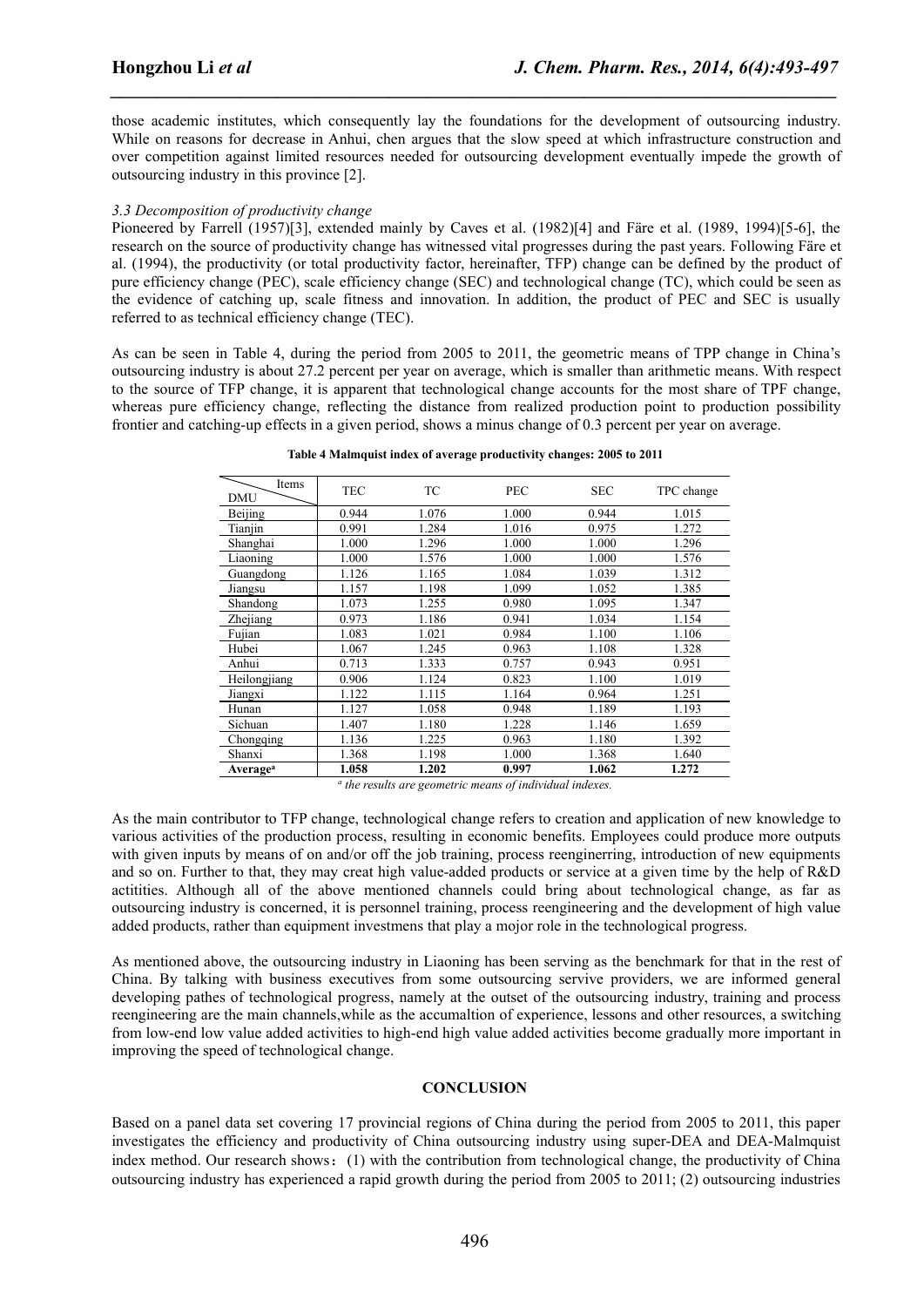those academic institutes, which consequently lay the foundations for the development of outsourcing industry. While on reasons for decrease in Anhui, chen argues that the slow speed at which infrastructure construction and over competition against limited resources needed for outsourcing development eventually impede the growth of outsourcing industry in this province [2].

### *3.3 Decomposition of productivity change*

Pioneered by Farrell (1957)[3], extended mainly by Caves et al. (1982)[4] and Färe et al. (1989, 1994)[5-6], the research on the source of productivity change has witnessed vital progresses during the past years. Following Färe et al. (1994), the productivity (or total productivity factor, hereinafter, TFP) change can be defined by the product of pure efficiency change (PEC), scale efficiency change (SEC) and technological change (TC), which could be seen as the evidence of catching up, scale fitness and innovation. In addition, the product of PEC and SEC is usually referred to as technical efficiency change (TEC).

As can be seen in Table 4, during the period from 2005 to 2011, the geometric means of TPP change in China's outsourcing industry is about 27.2 percent per year on average, which is smaller than arithmetic means. With respect to the source of TFP change, it is apparent that technological change accounts for the most share of TPF change, whereas pure efficiency change, reflecting the distance from realized production point to production possibility frontier and catching-up effects in a given period, shows a minus change of 0.3 percent per year on average.

**Table 4 Malmquist index of average productivity changes: 2005 to 2011**

| Items / DMU | TEC | TC | PEC | SEC | TPC change |
|---|---|---|---|---|---|
| Beijing | 0.944 | 1.076 | 1.000 | 0.944 | 1.015 |
| Tianjin | 0.991 | 1.284 | 1.016 | 0.975 | 1.272 |
| Shanghai | 1.000 | 1.296 | 1.000 | 1.000 | 1.296 |
| Liaoning | 1.000 | 1.576 | 1.000 | 1.000 | 1.576 |
| Guangdong | 1.126 | 1.165 | 1.084 | 1.039 | 1.312 |
| Jiangsu | 1.157 | 1.198 | 1.099 | 1.052 | 1.385 |
| Shandong | 1.073 | 1.255 | 0.980 | 1.095 | 1.347 |
| Zhejiang | 0.973 | 1.186 | 0.941 | 1.034 | 1.154 |
| Fujian | 1.083 | 1.021 | 0.984 | 1.100 | 1.106 |
| Hubei | 1.067 | 1.245 | 0.963 | 1.108 | 1.328 |
| Anhui | 0.713 | 1.333 | 0.757 | 0.943 | 0.951 |
| Heilongjiang | 0.906 | 1.124 | 0.823 | 1.100 | 1.019 |
| Jiangxi | 1.122 | 1.115 | 1.164 | 0.964 | 1.251 |
| Hunan | 1.127 | 1.058 | 0.948 | 1.189 | 1.193 |
| Sichuan | 1.407 | 1.180 | 1.228 | 1.146 | 1.659 |
| Chongqing | 1.136 | 1.225 | 0.963 | 1.180 | 1.392 |
| Shanxi | 1.368 | 1.198 | 1.000 | 1.368 | 1.640 |
| **Average[a]** | **1.058** | **1.202** | **0.997** | **1.062** | **1.272** |

*[a] the results are geometric means of individual indexes.*

As the main contributor to TFP change, technological change refers to creation and application of new knowledge to various activities of the production process, resulting in economic benefits. Employees could produce more outputs with given inputs by means of on and/or off the job training, process reenginerring, introduction of new equipments and so on. Further to that, they may creat high value-added products or service at a given time by the help of R&D actitities. Although all of the above mentioned channels could bring about technological change, as far as outsourcing industry is concerned, it is personnel training, process reengineering and the development of high value added products, rather than equipment investmens that play a mojor role in the technological progress.

As mentioned above, the outsourcing industry in Liaoning has been serving as the benchmark for that in the rest of China. By talking with business executives from some outsourcing servive providers, we are informed general developing pathes of technological progress, namely at the outset of the outsourcing industry, training and process reengineering are the main channels,while as the accumaltion of experience, lessons and other resources, a switching from low-end low value added activities to high-end high value added activities become gradually more important in improving the speed of technological change.

## CONCLUSION

Based on a panel data set covering 17 provincial regions of China during the period from 2005 to 2011, this paper investigates the efficiency and productivity of China outsourcing industry using super-DEA and DEA-Malmquist index method. Our research shows：(1) with the contribution from technological change, the productivity of China outsourcing industry has experienced a rapid growth during the period from 2005 to 2011; (2) outsourcing industries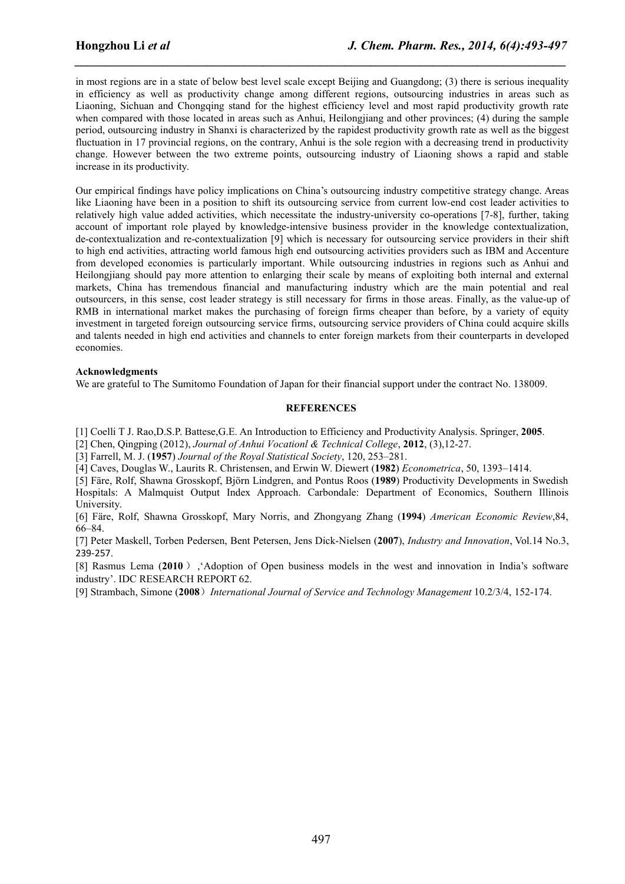in most regions are in a state of below best level scale except Beijing and Guangdong; (3) there is serious inequality in efficiency as well as productivity change among different regions, outsourcing industries in areas such as Liaoning, Sichuan and Chongqing stand for the highest efficiency level and most rapid productivity growth rate when compared with those located in areas such as Anhui, Heilongjiang and other provinces; (4) during the sample period, outsourcing industry in Shanxi is characterized by the rapidest productivity growth rate as well as the biggest fluctuation in 17 provincial regions, on the contrary, Anhui is the sole region with a decreasing trend in productivity change. However between the two extreme points, outsourcing industry of Liaoning shows a rapid and stable increase in its productivity.

Our empirical findings have policy implications on China's outsourcing industry competitive strategy change. Areas like Liaoning have been in a position to shift its outsourcing service from current low-end cost leader activities to relatively high value added activities, which necessitate the industry-university co-operations [7-8], further, taking account of important role played by knowledge-intensive business provider in the knowledge contextualization, de-contextualization and re-contextualization [9] which is necessary for outsourcing service providers in their shift to high end activities, attracting world famous high end outsourcing activities providers such as IBM and Accenture from developed economies is particularly important. While outsourcing industries in regions such as Anhui and Heilongjiang should pay more attention to enlarging their scale by means of exploiting both internal and external markets, China has tremendous financial and manufacturing industry which are the main potential and real outsourcers, in this sense, cost leader strategy is still necessary for firms in those areas. Finally, as the value-up of RMB in international market makes the purchasing of foreign firms cheaper than before, by a variety of equity investment in targeted foreign outsourcing service firms, outsourcing service providers of China could acquire skills and talents needed in high end activities and channels to enter foreign markets from their counterparts in developed economies.

**Acknowledgments**

We are grateful to The Sumitomo Foundation of Japan for their financial support under the contract No. 138009.

## REFERENCES

[1] Coelli T J. Rao,D.S.P. Battese,G.E. An Introduction to Efficiency and Productivity Analysis. Springer, **2005**.

[2] Chen, Qingping (2012), *Journal of Anhui Vocationl & Technical College*, **2012**, (3),12-27.

[3] Farrell, M. J. (**1957**) *Journal of the Royal Statistical Society*, 120, 253–281.

[4] Caves, Douglas W., Laurits R. Christensen, and Erwin W. Diewert (**1982**) *Econometrica*, 50, 1393–1414.

[5] Färe, Rolf, Shawna Grosskopf, Björn Lindgren, and Pontus Roos (**1989**) Productivity Developments in Swedish Hospitals: A Malmquist Output Index Approach. Carbondale: Department of Economics, Southern Illinois University.

[6] Färe, Rolf, Shawna Grosskopf, Mary Norris, and Zhongyang Zhang (**1994**) *American Economic Review*,84, 66–84.

[7] Peter Maskell, Torben Pedersen, Bent Petersen, Jens Dick-Nielsen (**2007**), *Industry and Innovation*, Vol.14 No.3, 239-257.

[8] Rasmus Lema (**2010**）,'Adoption of Open business models in the west and innovation in India's software industry'. IDC RESEARCH REPORT 62.

[9] Strambach, Simone (**2008**）*International Journal of Service and Technology Management* 10.2/3/4, 152-174.